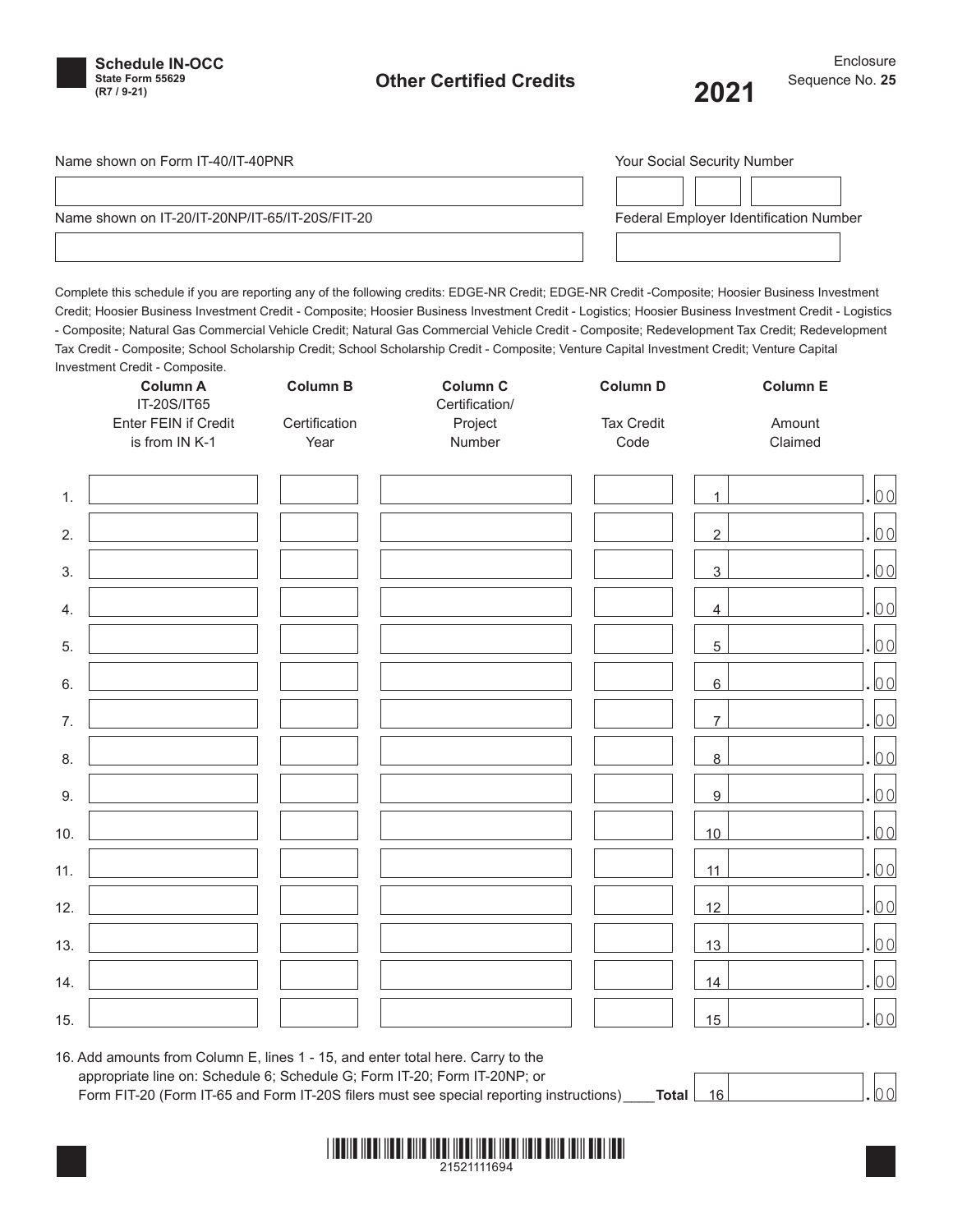Schedule IN-OCC
State Form 55629
(R7 / 9-21)

# Other Credited Credits

2021

Enclosure
Sequence No. 25

Name shown on Form IT-40/IT-40PNR

Your Social Security Number

Name shown on IT-20/IT-20NP/IT-65/IT-20S/FIT-20

Federal Employer Identification Number

Complete this schedule if you are reporting any of the following credits: EDGE-NR Credit; EDGE-NR Credit -Composite; Hoosier Business Investment Credit; Hoosier Business Investment Credit - Composite; Hoosier Business Investment Credit - Logistics; Hoosier Business Investment Credit - Logistics - Composite; Natural Gas Commercial Vehicle Credit; Natural Gas Commercial Vehicle Credit - Composite; Redevelopment Tax Credit; Redevelopment Tax Credit - Composite; School Scholarship Credit; School Scholarship Credit - Composite; Venture Capital Investment Credit; Venture Capital Investment Credit - Composite.

| | Column A<br>IT-20S/IT65<br>Enter FEIN if Credit is from IN K-1 | Column B<br>Certification Year | Column C<br>Certification/ Project Number | Column D<br>Tax Credit Code | Column E<br>Amount Claimed |
|---|---|---|---|---|---|
| 1. | | | | | 1 .00 |
| 2. | | | | | 2 .00 |
| 3. | | | | | 3 .00 |
| 4. | | | | | 4 .00 |
| 5. | | | | | 5 .00 |
| 6. | | | | | 6 .00 |
| 7. | | | | | 7 .00 |
| 8. | | | | | 8 .00 |
| 9. | | | | | 9 .00 |
| 10. | | | | | 10 .00 |
| 11. | | | | | 11 .00 |
| 12. | | | | | 12 .00 |
| 13. | | | | | 13 .00 |
| 14. | | | | | 14 .00 |
| 15. | | | | | 15 .00 |

16. Add amounts from Column E, lines 1 - 15, and enter total here. Carry to the appropriate line on: Schedule 6; Schedule G; Form IT-20; Form IT-20NP; or Form FIT-20 (Form IT-65 and Form IT-20S filers must see special reporting instructions) **Total** 16 .00

21521111694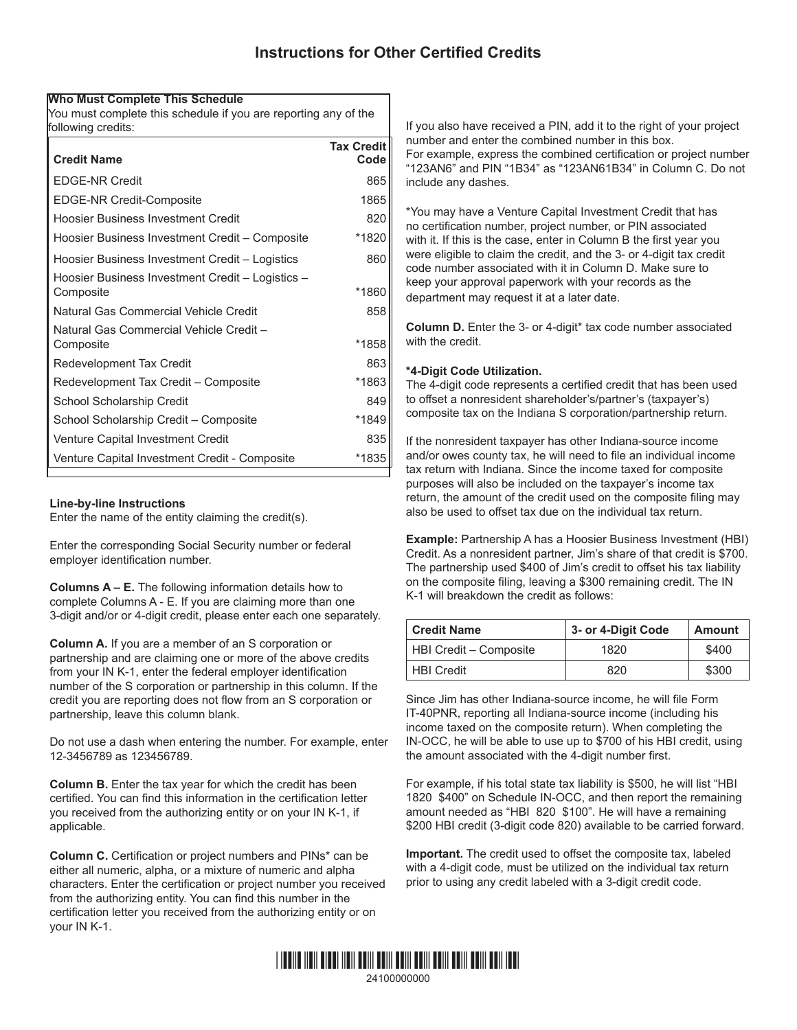# Instructions for Other Certified Credits

**Who Must Complete This Schedule**
You must complete this schedule if you are reporting any of the following credits:

| Credit Name | Tax Credit Code |
|---|---|
| EDGE-NR Credit | 865 |
| EDGE-NR Credit-Composite | 1865 |
| Hoosier Business Investment Credit | 820 |
| Hoosier Business Investment Credit – Composite | *1820 |
| Hoosier Business Investment Credit – Logistics | 860 |
| Hoosier Business Investment Credit – Logistics – Composite | *1860 |
| Natural Gas Commercial Vehicle Credit | 858 |
| Natural Gas Commercial Vehicle Credit – Composite | *1858 |
| Redevelopment Tax Credit | 863 |
| Redevelopment Tax Credit – Composite | *1863 |
| School Scholarship Credit | 849 |
| School Scholarship Credit – Composite | *1849 |
| Venture Capital Investment Credit | 835 |
| Venture Capital Investment Credit - Composite | *1835 |

**Line-by-line Instructions**
Enter the name of the entity claiming the credit(s).

Enter the corresponding Social Security number or federal employer identification number.

**Columns A – E.** The following information details how to complete Columns A - E. If you are claiming more than one 3-digit and/or or 4-digit credit, please enter each one separately.

**Column A.** If you are a member of an S corporation or partnership and are claiming one or more of the above credits from your IN K-1, enter the federal employer identification number of the S corporation or partnership in this column. If the credit you are reporting does not flow from an S corporation or partnership, leave this column blank.

Do not use a dash when entering the number. For example, enter 12-3456789 as 123456789.

**Column B.** Enter the tax year for which the credit has been certified. You can find this information in the certification letter you received from the authorizing entity or on your IN K-1, if applicable.

**Column C.** Certification or project numbers and PINs* can be either all numeric, alpha, or a mixture of numeric and alpha characters. Enter the certification or project number you received from the authorizing entity. You can find this number in the certification letter you received from the authorizing entity or on your IN K-1.

If you also have received a PIN, add it to the right of your project number and enter the combined number in this box.
For example, express the combined certification or project number "123AN6" and PIN "1B34" as "123AN61B34" in Column C. Do not include any dashes.

*You may have a Venture Capital Investment Credit that has no certification number, project number, or PIN associated with it. If this is the case, enter in Column B the first year you were eligible to claim the credit, and the 3- or 4-digit tax credit code number associated with it in Column D. Make sure to keep your approval paperwork with your records as the department may request it at a later date.

**Column D.** Enter the 3- or 4-digit* tax code number associated with the credit.

**\*4-Digit Code Utilization.**
The 4-digit code represents a certified credit that has been used to offset a nonresident shareholder's/partner's (taxpayer's) composite tax on the Indiana S corporation/partnership return.

If the nonresident taxpayer has other Indiana-source income and/or owes county tax, he will need to file an individual income tax return with Indiana. Since the income taxed for composite purposes will also be included on the taxpayer's income tax return, the amount of the credit used on the composite filing may also be used to offset tax due on the individual tax return.

**Example:** Partnership A has a Hoosier Business Investment (HBI) Credit. As a nonresident partner, Jim's share of that credit is $700. The partnership used $400 of Jim's credit to offset his tax liability on the composite filing, leaving a $300 remaining credit. The IN K-1 will breakdown the credit as follows:

| Credit Name | 3- or 4-Digit Code | Amount |
|---|---|---|
| HBI Credit – Composite | 1820 | $400 |
| HBI Credit | 820 | $300 |

Since Jim has other Indiana-source income, he will file Form IT-40PNR, reporting all Indiana-source income (including his income taxed on the composite return). When completing the IN-OCC, he will be able to use up to $700 of his HBI credit, using the amount associated with the 4-digit number first.

For example, if his total state tax liability is $500, he will list "HBI 1820 $400" on Schedule IN-OCC, and then report the remaining amount needed as "HBI 820 $100". He will have a remaining $200 HBI credit (3-digit code 820) available to be carried forward.

**Important.** The credit used to offset the composite tax, labeled with a 4-digit code, must be utilized on the individual tax return prior to using any credit labeled with a 3-digit credit code.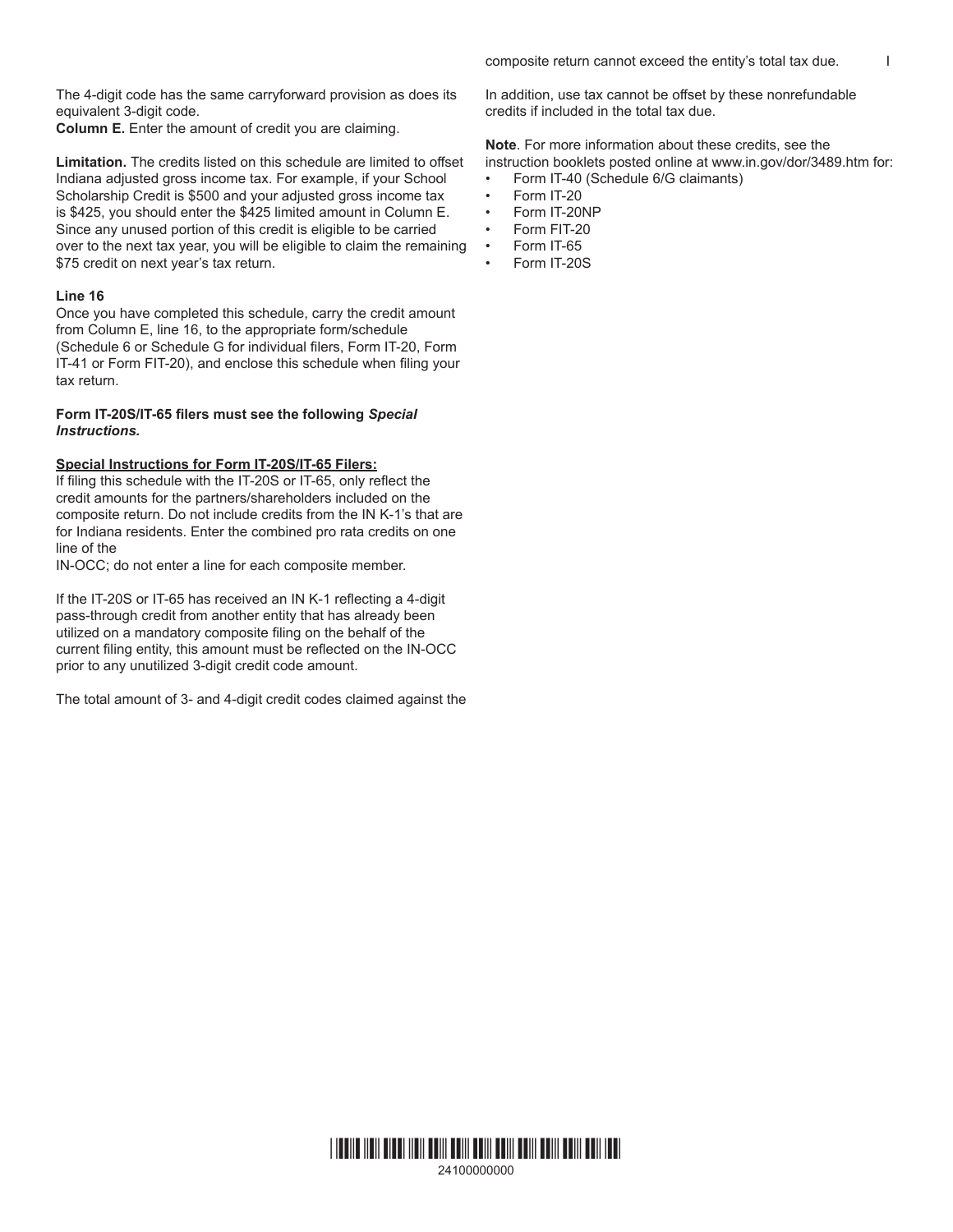The 4-digit code has the same carryforward provision as does its equivalent 3-digit code.

**Column E.** Enter the amount of credit you are claiming.

**Limitation.** The credits listed on this schedule are limited to offset Indiana adjusted gross income tax. For example, if your School Scholarship Credit is $500 and your adjusted gross income tax is $425, you should enter the $425 limited amount in Column E. Since any unused portion of this credit is eligible to be carried over to the next tax year, you will be eligible to claim the remaining $75 credit on next year's tax return.

**Line 16**

Once you have completed this schedule, carry the credit amount from Column E, line 16, to the appropriate form/schedule (Schedule 6 or Schedule G for individual filers, Form IT-20, Form IT-41 or Form FIT-20), and enclose this schedule when filing your tax return.

**Form IT-20S/IT-65 filers must see the following *Special Instructions.***

**Special Instructions for Form IT-20S/IT-65 Filers:**

If filing this schedule with the IT-20S or IT-65, only reflect the credit amounts for the partners/shareholders included on the composite return. Do not include credits from the IN K-1's that are for Indiana residents. Enter the combined pro rata credits on one line of the IN-OCC; do not enter a line for each composite member.

If the IT-20S or IT-65 has received an IN K-1 reflecting a 4-digit pass-through credit from another entity that has already been utilized on a mandatory composite filing on the behalf of the current filing entity, this amount must be reflected on the IN-OCC prior to any unutilized 3-digit credit code amount.

The total amount of 3- and 4-digit credit codes claimed against the composite return cannot exceed the entity's total tax due.

In addition, use tax cannot be offset by these nonrefundable credits if included in the total tax due.

**Note**. For more information about these credits, see the instruction booklets posted online at www.in.gov/dor/3489.htm for:

- Form IT-40 (Schedule 6/G claimants)
- Form IT-20
- Form IT-20NP
- Form FIT-20
- Form IT-65
- Form IT-20S

24100000000